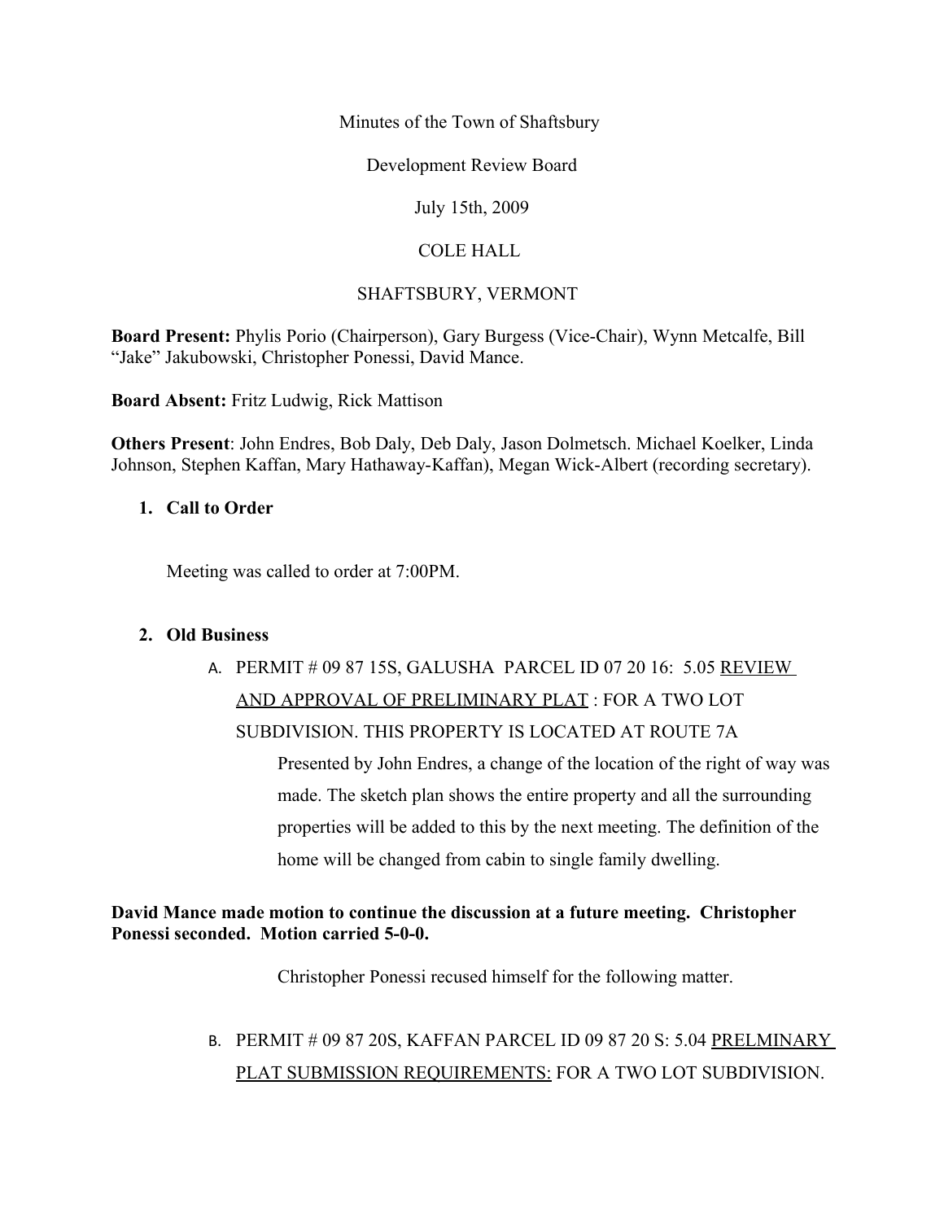Minutes of the Town of Shaftsbury

Development Review Board

July 15th, 2009

COLE HALL

SHAFTSBURY, VERMONT

**Board Present:** Phylis Porio (Chairperson), Gary Burgess (Vice-Chair), Wynn Metcalfe, Bill "Jake" Jakubowski, Christopher Ponessi, David Mance.

**Board Absent:** Fritz Ludwig, Rick Mattison

**Others Present**: John Endres, Bob Daly, Deb Daly, Jason Dolmetsch. Michael Koelker, Linda Johnson, Stephen Kaffan, Mary Hathaway-Kaffan), Megan Wick-Albert (recording secretary).

1. **Call to Order**

   Meeting was called to order at 7:00PM.

2. **Old Business**

   A. PERMIT # 09 87 15S, GALUSHA PARCEL ID 07 20 16: 5.05 <u>REVIEW AND APPROVAL OF PRELIMINARY PLAT</u> : FOR A TWO LOT SUBDIVISION. THIS PROPERTY IS LOCATED AT ROUTE 7A

      Presented by John Endres, a change of the location of the right of way was made. The sketch plan shows the entire property and all the surrounding properties will be added to this by the next meeting. The definition of the home will be changed from cabin to single family dwelling.

**David Mance made motion to continue the discussion at a future meeting. Christopher Ponessi seconded. Motion carried 5-0-0.**

Christopher Ponessi recused himself for the following matter.

   B. PERMIT # 09 87 20S, KAFFAN PARCEL ID 09 87 20 S: 5.04 <u>PRELMINARY PLAT SUBMISSION REQUIREMENTS:</u> FOR A TWO LOT SUBDIVISION.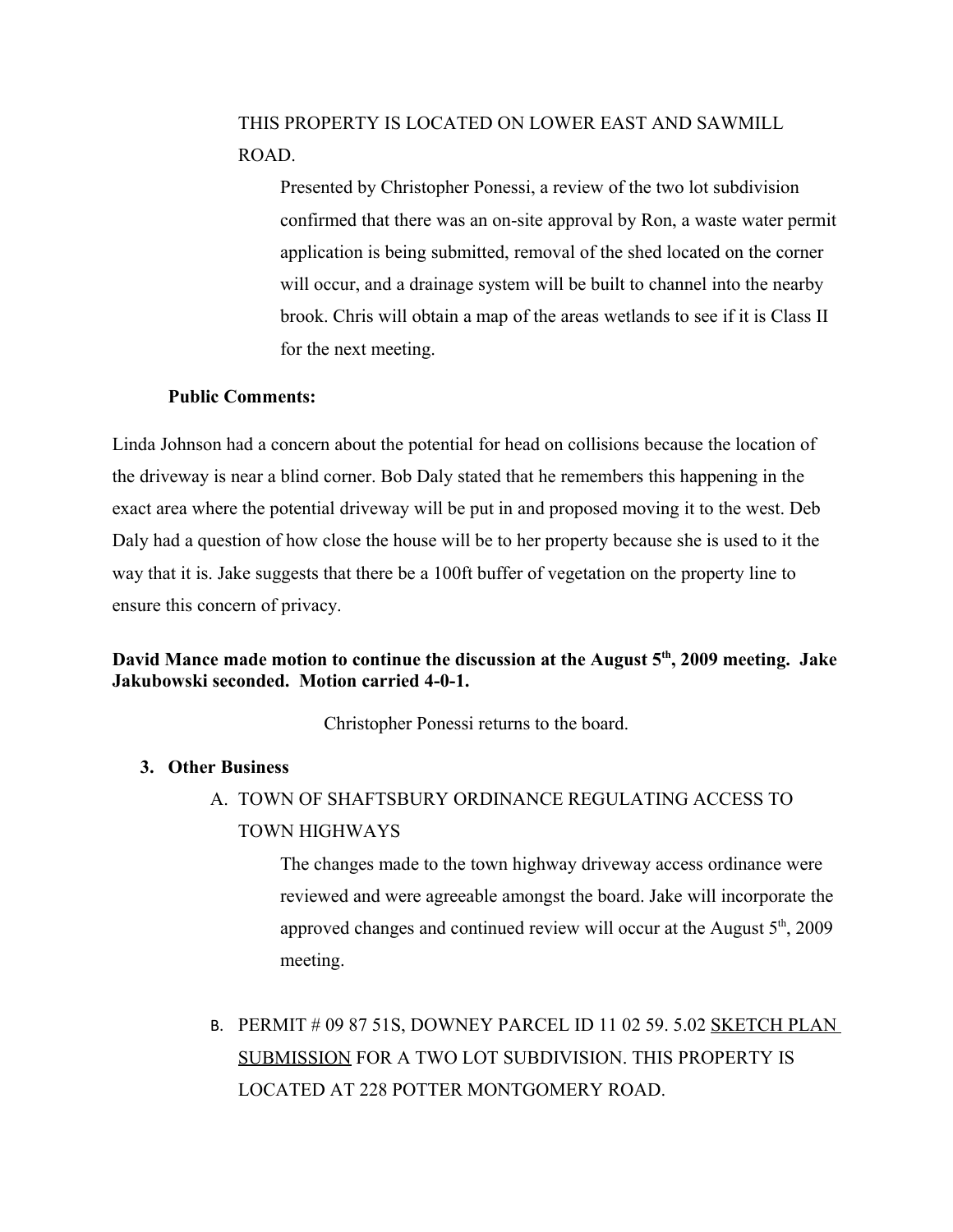THIS PROPERTY IS LOCATED ON LOWER EAST AND SAWMILL ROAD.

Presented by Christopher Ponessi, a review of the two lot subdivision confirmed that there was an on-site approval by Ron, a waste water permit application is being submitted, removal of the shed located on the corner will occur, and a drainage system will be built to channel into the nearby brook. Chris will obtain a map of the areas wetlands to see if it is Class II for the next meeting.

**Public Comments:**

Linda Johnson had a concern about the potential for head on collisions because the location of the driveway is near a blind corner. Bob Daly stated that he remembers this happening in the exact area where the potential driveway will be put in and proposed moving it to the west. Deb Daly had a question of how close the house will be to her property because she is used to it the way that it is. Jake suggests that there be a 100ft buffer of vegetation on the property line to ensure this concern of privacy.

**David Mance made motion to continue the discussion at the August 5th, 2009 meeting. Jake Jakubowski seconded. Motion carried 4-0-1.**

Christopher Ponessi returns to the board.

3. **Other Business**

   A. TOWN OF SHAFTSBURY ORDINANCE REGULATING ACCESS TO TOWN HIGHWAYS

      The changes made to the town highway driveway access ordinance were reviewed and were agreeable amongst the board. Jake will incorporate the approved changes and continued review will occur at the August 5th, 2009 meeting.

   B. PERMIT # 09 87 51S, DOWNEY PARCEL ID 11 02 59. 5.02 <u>SKETCH PLAN SUBMISSION</u> FOR A TWO LOT SUBDIVISION. THIS PROPERTY IS LOCATED AT 228 POTTER MONTGOMERY ROAD.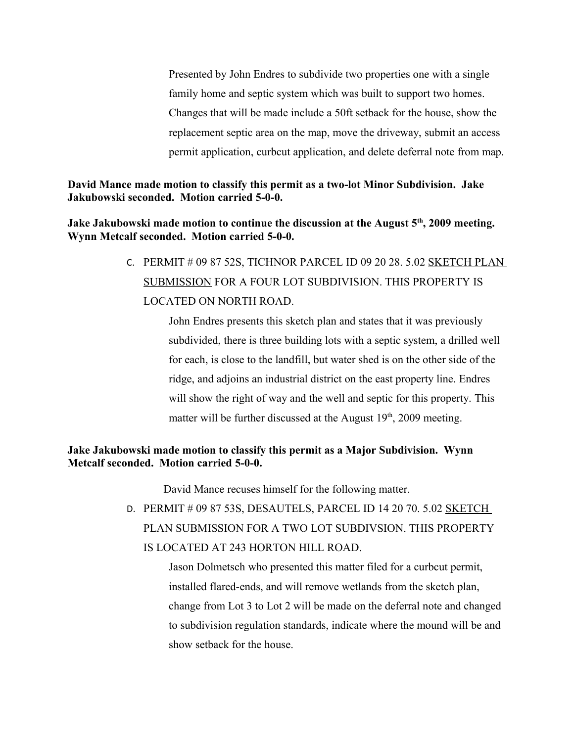Presented by John Endres to subdivide two properties one with a single family home and septic system which was built to support two homes. Changes that will be made include a 50ft setback for the house, show the replacement septic area on the map, move the driveway, submit an access permit application, curbcut application, and delete deferral note from map.

**David Mance made motion to classify this permit as a two-lot Minor Subdivision. Jake Jakubowski seconded. Motion carried 5-0-0.**

**Jake Jakubowski made motion to continue the discussion at the August 5th, 2009 meeting. Wynn Metcalf seconded. Motion carried 5-0-0.**

C. PERMIT # 09 87 52S, TICHNOR PARCEL ID 09 20 28. 5.02 SKETCH PLAN SUBMISSION FOR A FOUR LOT SUBDIVISION. THIS PROPERTY IS LOCATED ON NORTH ROAD.

John Endres presents this sketch plan and states that it was previously subdivided, there is three building lots with a septic system, a drilled well for each, is close to the landfill, but water shed is on the other side of the ridge, and adjoins an industrial district on the east property line. Endres will show the right of way and the well and septic for this property. This matter will be further discussed at the August 19th, 2009 meeting.

**Jake Jakubowski made motion to classify this permit as a Major Subdivision. Wynn Metcalf seconded. Motion carried 5-0-0.**

David Mance recuses himself for the following matter.

D. PERMIT # 09 87 53S, DESAUTELS, PARCEL ID 14 20 70. 5.02 SKETCH PLAN SUBMISSION FOR A TWO LOT SUBDIVSION. THIS PROPERTY IS LOCATED AT 243 HORTON HILL ROAD.

Jason Dolmetsch who presented this matter filed for a curbcut permit, installed flared-ends, and will remove wetlands from the sketch plan, change from Lot 3 to Lot 2 will be made on the deferral note and changed to subdivision regulation standards, indicate where the mound will be and show setback for the house.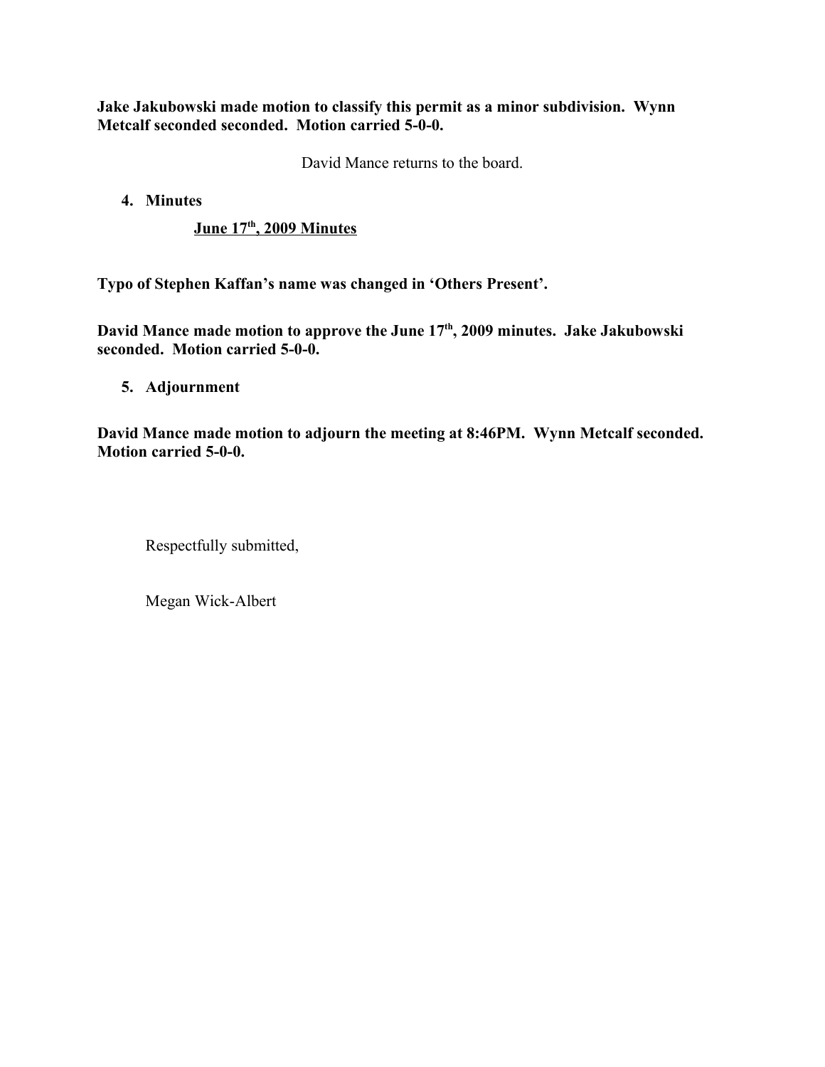**Jake Jakubowski made motion to classify this permit as a minor subdivision. Wynn Metcalf seconded seconded. Motion carried 5-0-0.**

David Mance returns to the board.

4. **Minutes**

   **<u>June 17th, 2009 Minutes</u>**

**Typo of Stephen Kaffan's name was changed in 'Others Present'.**

**David Mance made motion to approve the June 17th, 2009 minutes. Jake Jakubowski seconded. Motion carried 5-0-0.**

5. **Adjournment**

**David Mance made motion to adjourn the meeting at 8:46PM. Wynn Metcalf seconded. Motion carried 5-0-0.**

Respectfully submitted,

Megan Wick-Albert